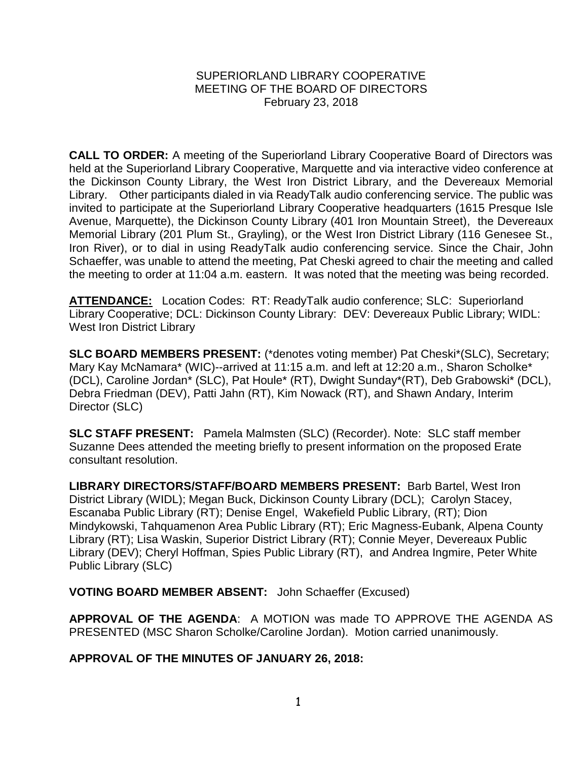SUPERIORLAND LIBRARY COOPERATIVE
MEETING OF THE BOARD OF DIRECTORS
February 23, 2018

**CALL TO ORDER:** A meeting of the Superiorland Library Cooperative Board of Directors was held at the Superiorland Library Cooperative, Marquette and via interactive video conference at the Dickinson County Library, the West Iron District Library, and the Devereaux Memorial Library. Other participants dialed in via ReadyTalk audio conferencing service. The public was invited to participate at the Superiorland Library Cooperative headquarters (1615 Presque Isle Avenue, Marquette), the Dickinson County Library (401 Iron Mountain Street), the Devereaux Memorial Library (201 Plum St., Grayling), or the West Iron District Library (116 Genesee St., Iron River), or to dial in using ReadyTalk audio conferencing service. Since the Chair, John Schaeffer, was unable to attend the meeting, Pat Cheski agreed to chair the meeting and called the meeting to order at 11:04 a.m. eastern. It was noted that the meeting was being recorded.

**ATTENDANCE:** Location Codes: RT: ReadyTalk audio conference; SLC: Superiorland Library Cooperative; DCL: Dickinson County Library: DEV: Devereaux Public Library; WIDL: West Iron District Library

**SLC BOARD MEMBERS PRESENT:** (*denotes voting member) Pat Cheski*(SLC), Secretary; Mary Kay McNamara* (WIC)--arrived at 11:15 a.m. and left at 12:20 a.m., Sharon Scholke* (DCL), Caroline Jordan* (SLC), Pat Houle* (RT), Dwight Sunday*(RT), Deb Grabowski* (DCL), Debra Friedman (DEV), Patti Jahn (RT), Kim Nowack (RT), and Shawn Andary, Interim Director (SLC)

**SLC STAFF PRESENT:** Pamela Malmsten (SLC) (Recorder). Note: SLC staff member Suzanne Dees attended the meeting briefly to present information on the proposed Erate consultant resolution.

**LIBRARY DIRECTORS/STAFF/BOARD MEMBERS PRESENT:** Barb Bartel, West Iron District Library (WIDL); Megan Buck, Dickinson County Library (DCL); Carolyn Stacey, Escanaba Public Library (RT); Denise Engel, Wakefield Public Library, (RT); Dion Mindykowski, Tahquamenon Area Public Library (RT); Eric Magness-Eubank, Alpena County Library (RT); Lisa Waskin, Superior District Library (RT); Connie Meyer, Devereaux Public Library (DEV); Cheryl Hoffman, Spies Public Library (RT), and Andrea Ingmire, Peter White Public Library (SLC)

**VOTING BOARD MEMBER ABSENT:** John Schaeffer (Excused)

**APPROVAL OF THE AGENDA**: A MOTION was made TO APPROVE THE AGENDA AS PRESENTED (MSC Sharon Scholke/Caroline Jordan). Motion carried unanimously.

**APPROVAL OF THE MINUTES OF JANUARY 26, 2018:**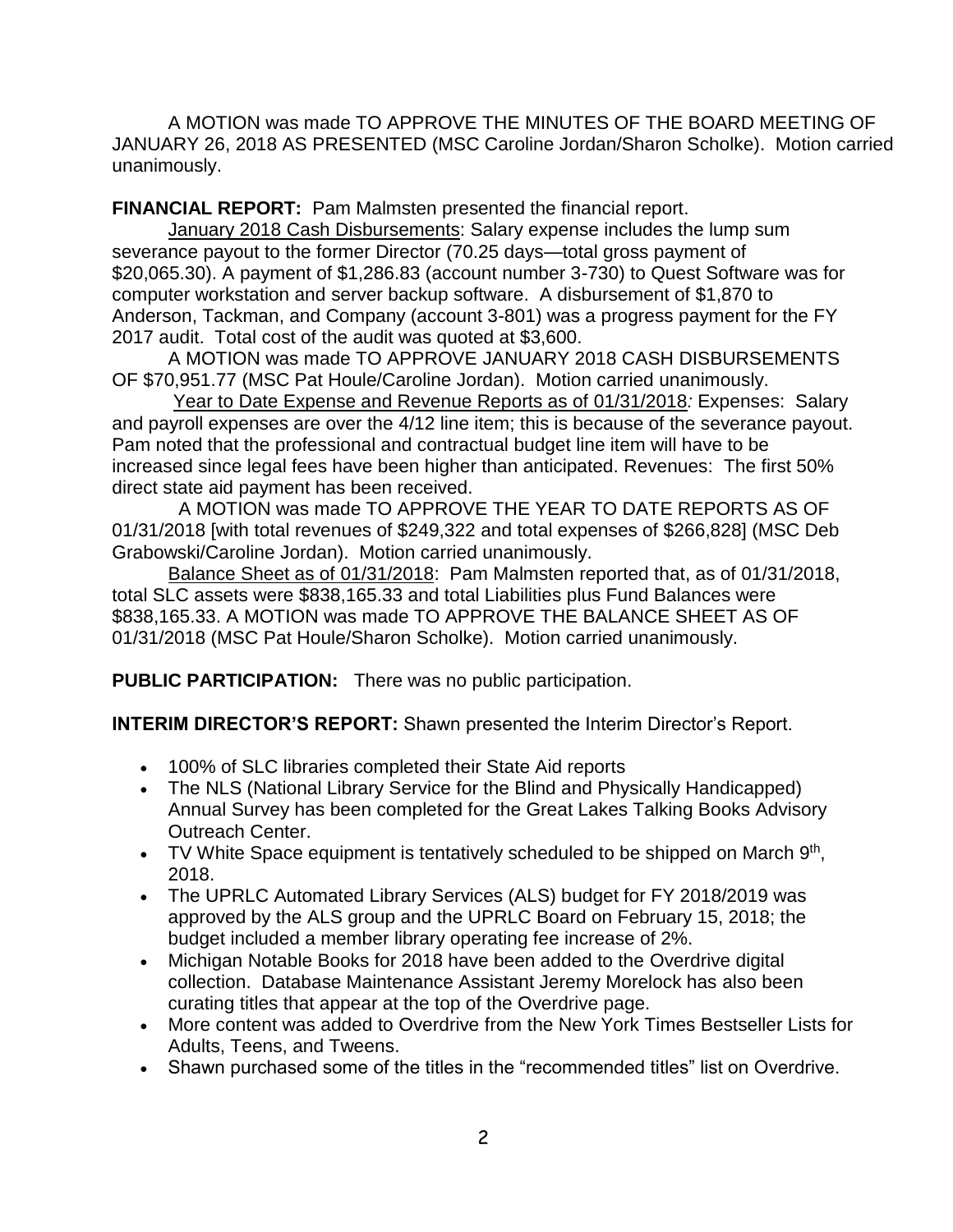A MOTION was made TO APPROVE THE MINUTES OF THE BOARD MEETING OF JANUARY 26, 2018 AS PRESENTED (MSC Caroline Jordan/Sharon Scholke). Motion carried unanimously.

**FINANCIAL REPORT:** Pam Malmsten presented the financial report.

January 2018 Cash Disbursements: Salary expense includes the lump sum severance payout to the former Director (70.25 days—total gross payment of $20,065.30). A payment of $1,286.83 (account number 3-730) to Quest Software was for computer workstation and server backup software. A disbursement of $1,870 to Anderson, Tackman, and Company (account 3-801) was a progress payment for the FY 2017 audit. Total cost of the audit was quoted at $3,600.

A MOTION was made TO APPROVE JANUARY 2018 CASH DISBURSEMENTS OF $70,951.77 (MSC Pat Houle/Caroline Jordan). Motion carried unanimously.

Year to Date Expense and Revenue Reports as of 01/31/2018*:* Expenses: Salary and payroll expenses are over the 4/12 line item; this is because of the severance payout. Pam noted that the professional and contractual budget line item will have to be increased since legal fees have been higher than anticipated. Revenues: The first 50% direct state aid payment has been received.

A MOTION was made TO APPROVE THE YEAR TO DATE REPORTS AS OF 01/31/2018 [with total revenues of $249,322 and total expenses of $266,828] (MSC Deb Grabowski/Caroline Jordan). Motion carried unanimously.

Balance Sheet as of 01/31/2018: Pam Malmsten reported that, as of 01/31/2018, total SLC assets were $838,165.33 and total Liabilities plus Fund Balances were $838,165.33. A MOTION was made TO APPROVE THE BALANCE SHEET AS OF 01/31/2018 (MSC Pat Houle/Sharon Scholke). Motion carried unanimously.

**PUBLIC PARTICIPATION:** There was no public participation.

**INTERIM DIRECTOR'S REPORT:** Shawn presented the Interim Director's Report.

- 100% of SLC libraries completed their State Aid reports
- The NLS (National Library Service for the Blind and Physically Handicapped) Annual Survey has been completed for the Great Lakes Talking Books Advisory Outreach Center.
- TV White Space equipment is tentatively scheduled to be shipped on March 9th, 2018.
- The UPRLC Automated Library Services (ALS) budget for FY 2018/2019 was approved by the ALS group and the UPRLC Board on February 15, 2018; the budget included a member library operating fee increase of 2%.
- Michigan Notable Books for 2018 have been added to the Overdrive digital collection. Database Maintenance Assistant Jeremy Morelock has also been curating titles that appear at the top of the Overdrive page.
- More content was added to Overdrive from the New York Times Bestseller Lists for Adults, Teens, and Tweens.
- Shawn purchased some of the titles in the "recommended titles" list on Overdrive.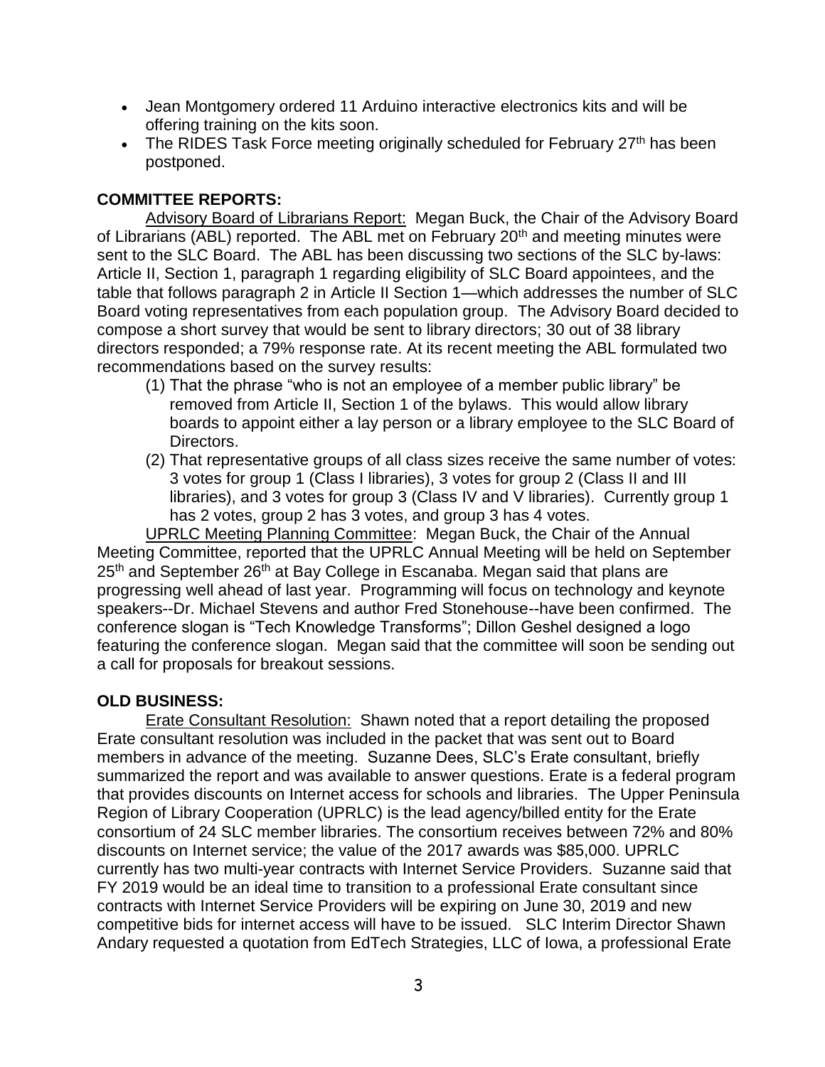- Jean Montgomery ordered 11 Arduino interactive electronics kits and will be offering training on the kits soon.
- The RIDES Task Force meeting originally scheduled for February 27th has been postponed.

## COMMITTEE REPORTS:

Advisory Board of Librarians Report: Megan Buck, the Chair of the Advisory Board of Librarians (ABL) reported. The ABL met on February 20th and meeting minutes were sent to the SLC Board. The ABL has been discussing two sections of the SLC by-laws: Article II, Section 1, paragraph 1 regarding eligibility of SLC Board appointees, and the table that follows paragraph 2 in Article II Section 1—which addresses the number of SLC Board voting representatives from each population group. The Advisory Board decided to compose a short survey that would be sent to library directors; 30 out of 38 library directors responded; a 79% response rate. At its recent meeting the ABL formulated two recommendations based on the survey results:

(1) That the phrase "who is not an employee of a member public library" be removed from Article II, Section 1 of the bylaws. This would allow library boards to appoint either a lay person or a library employee to the SLC Board of Directors.

(2) That representative groups of all class sizes receive the same number of votes: 3 votes for group 1 (Class I libraries), 3 votes for group 2 (Class II and III libraries), and 3 votes for group 3 (Class IV and V libraries). Currently group 1 has 2 votes, group 2 has 3 votes, and group 3 has 4 votes.

UPRLC Meeting Planning Committee: Megan Buck, the Chair of the Annual Meeting Committee, reported that the UPRLC Annual Meeting will be held on September 25th and September 26th at Bay College in Escanaba. Megan said that plans are progressing well ahead of last year. Programming will focus on technology and keynote speakers--Dr. Michael Stevens and author Fred Stonehouse--have been confirmed. The conference slogan is "Tech Knowledge Transforms"; Dillon Geshel designed a logo featuring the conference slogan. Megan said that the committee will soon be sending out a call for proposals for breakout sessions.

## OLD BUSINESS:

Erate Consultant Resolution: Shawn noted that a report detailing the proposed Erate consultant resolution was included in the packet that was sent out to Board members in advance of the meeting. Suzanne Dees, SLC's Erate consultant, briefly summarized the report and was available to answer questions. Erate is a federal program that provides discounts on Internet access for schools and libraries. The Upper Peninsula Region of Library Cooperation (UPRLC) is the lead agency/billed entity for the Erate consortium of 24 SLC member libraries. The consortium receives between 72% and 80% discounts on Internet service; the value of the 2017 awards was $85,000. UPRLC currently has two multi-year contracts with Internet Service Providers. Suzanne said that FY 2019 would be an ideal time to transition to a professional Erate consultant since contracts with Internet Service Providers will be expiring on June 30, 2019 and new competitive bids for internet access will have to be issued. SLC Interim Director Shawn Andary requested a quotation from EdTech Strategies, LLC of Iowa, a professional Erate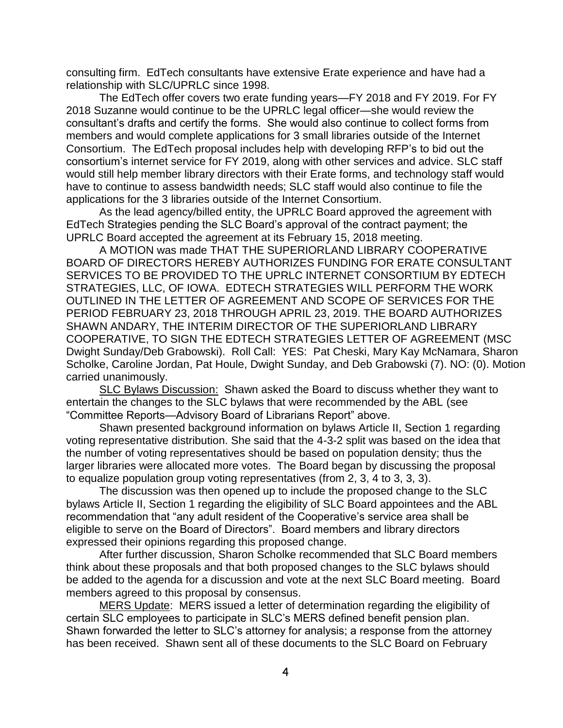consulting firm. EdTech consultants have extensive Erate experience and have had a relationship with SLC/UPRLC since 1998.

The EdTech offer covers two erate funding years—FY 2018 and FY 2019. For FY 2018 Suzanne would continue to be the UPRLC legal officer—she would review the consultant's drafts and certify the forms. She would also continue to collect forms from members and would complete applications for 3 small libraries outside of the Internet Consortium. The EdTech proposal includes help with developing RFP's to bid out the consortium's internet service for FY 2019, along with other services and advice. SLC staff would still help member library directors with their Erate forms, and technology staff would have to continue to assess bandwidth needs; SLC staff would also continue to file the applications for the 3 libraries outside of the Internet Consortium.

As the lead agency/billed entity, the UPRLC Board approved the agreement with EdTech Strategies pending the SLC Board's approval of the contract payment; the UPRLC Board accepted the agreement at its February 15, 2018 meeting.

A MOTION was made THAT THE SUPERIORLAND LIBRARY COOPERATIVE BOARD OF DIRECTORS HEREBY AUTHORIZES FUNDING FOR ERATE CONSULTANT SERVICES TO BE PROVIDED TO THE UPRLC INTERNET CONSORTIUM BY EDTECH STRATEGIES, LLC, OF IOWA. EDTECH STRATEGIES WILL PERFORM THE WORK OUTLINED IN THE LETTER OF AGREEMENT AND SCOPE OF SERVICES FOR THE PERIOD FEBRUARY 23, 2018 THROUGH APRIL 23, 2019. THE BOARD AUTHORIZES SHAWN ANDARY, THE INTERIM DIRECTOR OF THE SUPERIORLAND LIBRARY COOPERATIVE, TO SIGN THE EDTECH STRATEGIES LETTER OF AGREEMENT (MSC Dwight Sunday/Deb Grabowski). Roll Call: YES: Pat Cheski, Mary Kay McNamara, Sharon Scholke, Caroline Jordan, Pat Houle, Dwight Sunday, and Deb Grabowski (7). NO: (0). Motion carried unanimously.

SLC Bylaws Discussion: Shawn asked the Board to discuss whether they want to entertain the changes to the SLC bylaws that were recommended by the ABL (see "Committee Reports—Advisory Board of Librarians Report" above.

Shawn presented background information on bylaws Article II, Section 1 regarding voting representative distribution. She said that the 4-3-2 split was based on the idea that the number of voting representatives should be based on population density; thus the larger libraries were allocated more votes. The Board began by discussing the proposal to equalize population group voting representatives (from 2, 3, 4 to 3, 3, 3).

The discussion was then opened up to include the proposed change to the SLC bylaws Article II, Section 1 regarding the eligibility of SLC Board appointees and the ABL recommendation that "any adult resident of the Cooperative's service area shall be eligible to serve on the Board of Directors". Board members and library directors expressed their opinions regarding this proposed change.

After further discussion, Sharon Scholke recommended that SLC Board members think about these proposals and that both proposed changes to the SLC bylaws should be added to the agenda for a discussion and vote at the next SLC Board meeting. Board members agreed to this proposal by consensus.

MERS Update: MERS issued a letter of determination regarding the eligibility of certain SLC employees to participate in SLC's MERS defined benefit pension plan. Shawn forwarded the letter to SLC's attorney for analysis; a response from the attorney has been received. Shawn sent all of these documents to the SLC Board on February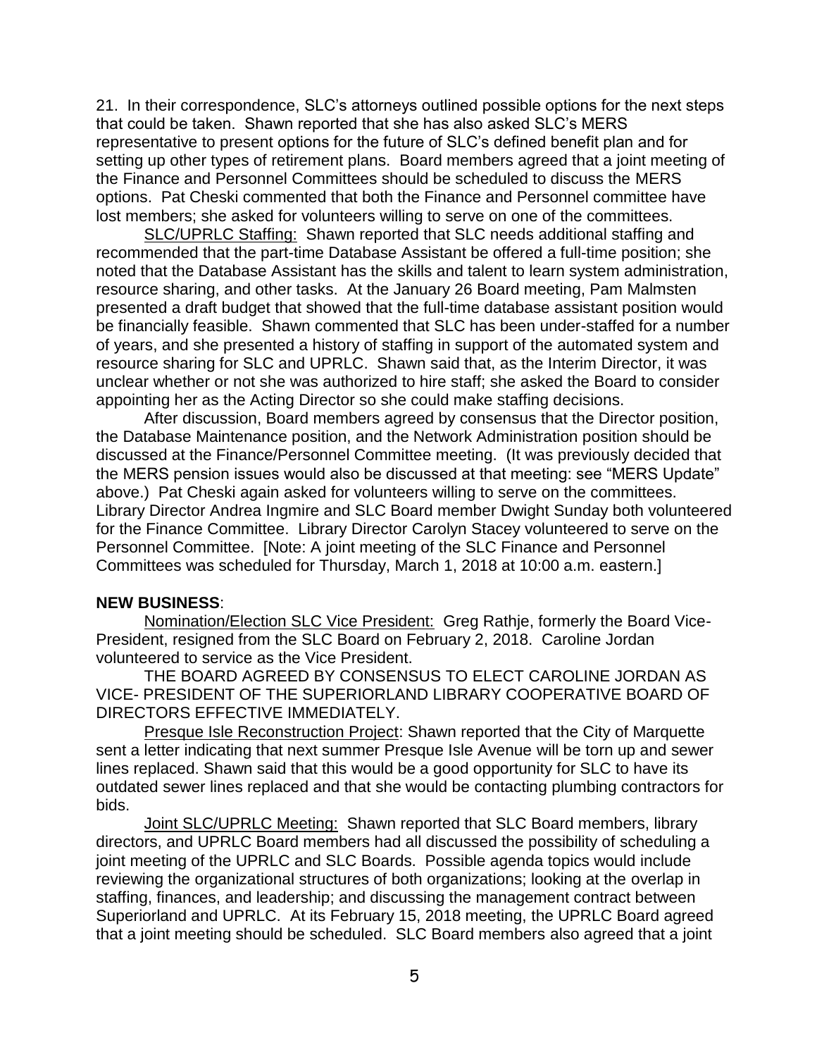21. In their correspondence, SLC's attorneys outlined possible options for the next steps that could be taken. Shawn reported that she has also asked SLC's MERS representative to present options for the future of SLC's defined benefit plan and for setting up other types of retirement plans. Board members agreed that a joint meeting of the Finance and Personnel Committees should be scheduled to discuss the MERS options. Pat Cheski commented that both the Finance and Personnel committee have lost members; she asked for volunteers willing to serve on one of the committees.

SLC/UPRLC Staffing: Shawn reported that SLC needs additional staffing and recommended that the part-time Database Assistant be offered a full-time position; she noted that the Database Assistant has the skills and talent to learn system administration, resource sharing, and other tasks. At the January 26 Board meeting, Pam Malmsten presented a draft budget that showed that the full-time database assistant position would be financially feasible. Shawn commented that SLC has been under-staffed for a number of years, and she presented a history of staffing in support of the automated system and resource sharing for SLC and UPRLC. Shawn said that, as the Interim Director, it was unclear whether or not she was authorized to hire staff; she asked the Board to consider appointing her as the Acting Director so she could make staffing decisions.

After discussion, Board members agreed by consensus that the Director position, the Database Maintenance position, and the Network Administration position should be discussed at the Finance/Personnel Committee meeting. (It was previously decided that the MERS pension issues would also be discussed at that meeting: see "MERS Update" above.) Pat Cheski again asked for volunteers willing to serve on the committees. Library Director Andrea Ingmire and SLC Board member Dwight Sunday both volunteered for the Finance Committee. Library Director Carolyn Stacey volunteered to serve on the Personnel Committee. [Note: A joint meeting of the SLC Finance and Personnel Committees was scheduled for Thursday, March 1, 2018 at 10:00 a.m. eastern.]

**NEW BUSINESS**:

Nomination/Election SLC Vice President: Greg Rathje, formerly the Board Vice-President, resigned from the SLC Board on February 2, 2018. Caroline Jordan volunteered to service as the Vice President.

THE BOARD AGREED BY CONSENSUS TO ELECT CAROLINE JORDAN AS VICE- PRESIDENT OF THE SUPERIORLAND LIBRARY COOPERATIVE BOARD OF DIRECTORS EFFECTIVE IMMEDIATELY.

Presque Isle Reconstruction Project: Shawn reported that the City of Marquette sent a letter indicating that next summer Presque Isle Avenue will be torn up and sewer lines replaced. Shawn said that this would be a good opportunity for SLC to have its outdated sewer lines replaced and that she would be contacting plumbing contractors for bids.

Joint SLC/UPRLC Meeting: Shawn reported that SLC Board members, library directors, and UPRLC Board members had all discussed the possibility of scheduling a joint meeting of the UPRLC and SLC Boards. Possible agenda topics would include reviewing the organizational structures of both organizations; looking at the overlap in staffing, finances, and leadership; and discussing the management contract between Superiorland and UPRLC. At its February 15, 2018 meeting, the UPRLC Board agreed that a joint meeting should be scheduled. SLC Board members also agreed that a joint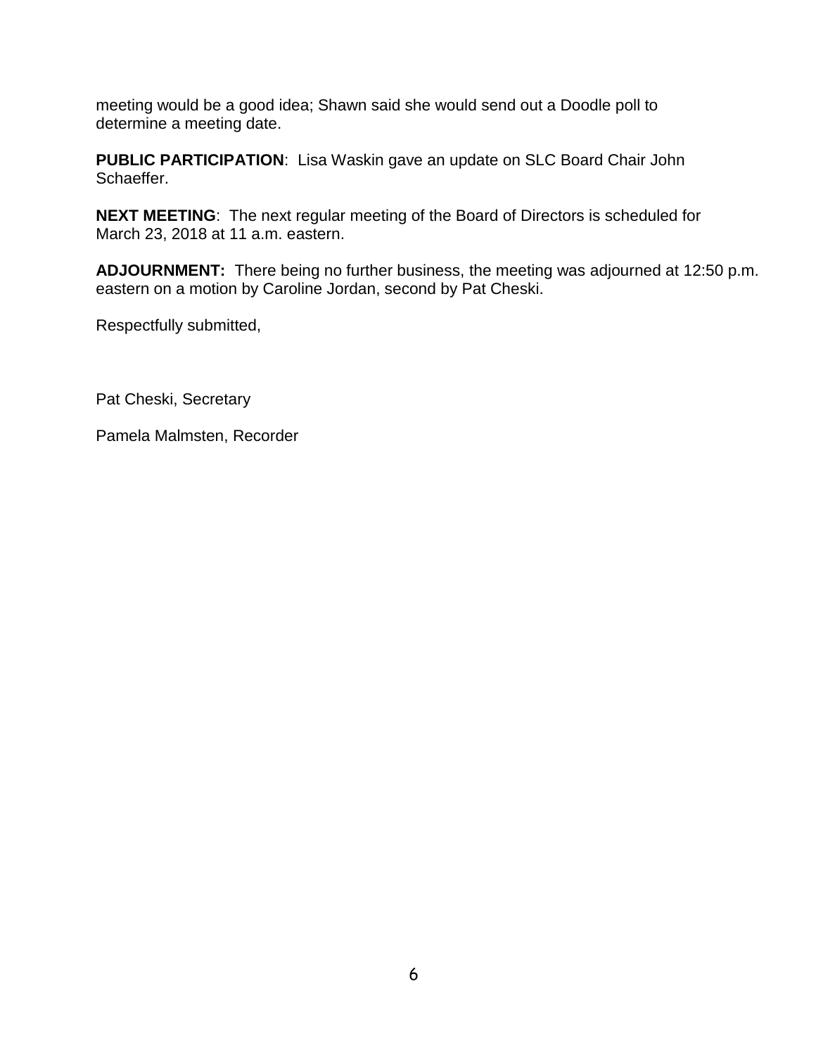meeting would be a good idea; Shawn said she would send out a Doodle poll to determine a meeting date.

**PUBLIC PARTICIPATION**: Lisa Waskin gave an update on SLC Board Chair John Schaeffer.

**NEXT MEETING**: The next regular meeting of the Board of Directors is scheduled for March 23, 2018 at 11 a.m. eastern.

**ADJOURNMENT:** There being no further business, the meeting was adjourned at 12:50 p.m. eastern on a motion by Caroline Jordan, second by Pat Cheski.

Respectfully submitted,

Pat Cheski, Secretary

Pamela Malmsten, Recorder